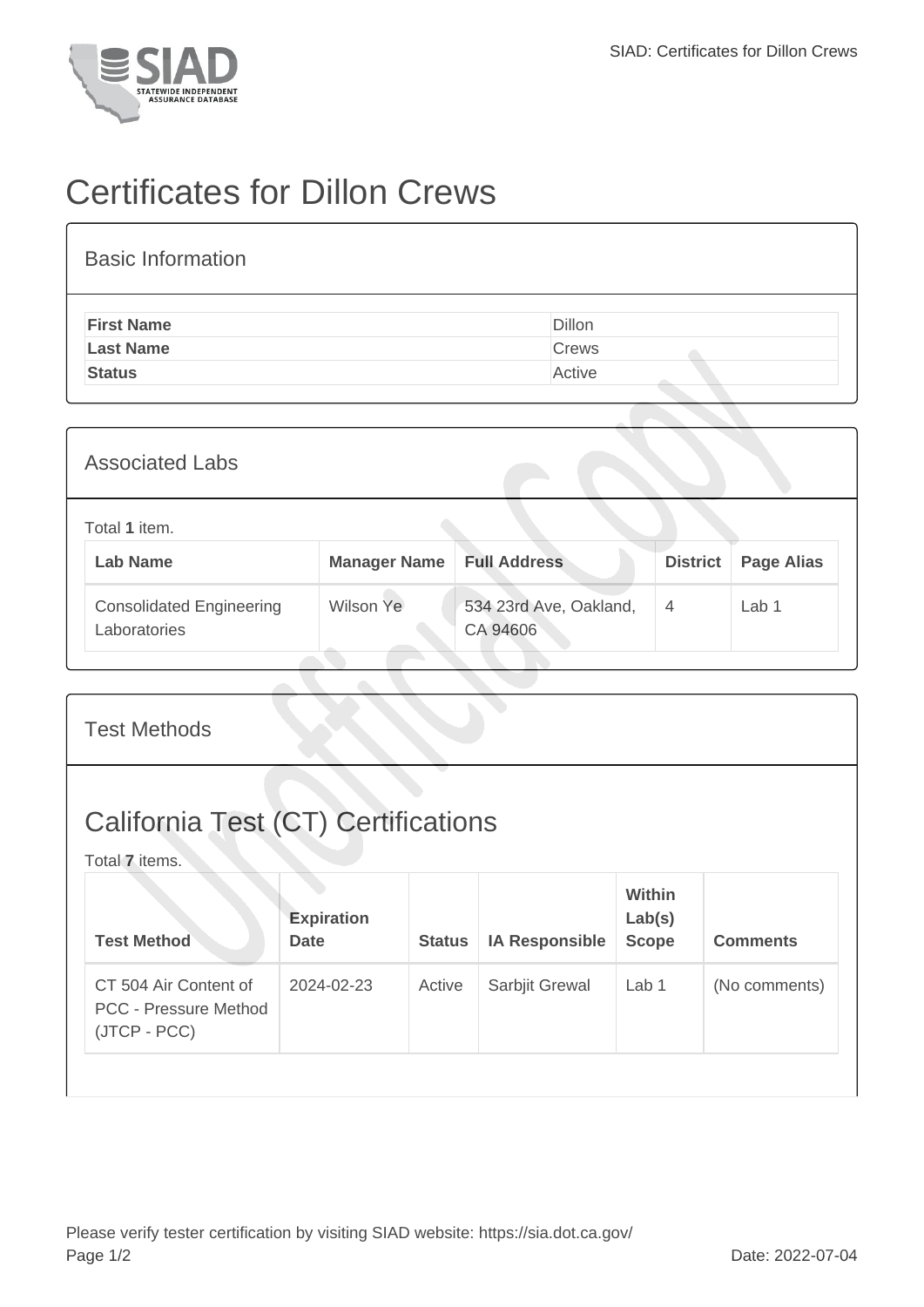# Certificates for Dillon Crews

## Basic Information

| First Name | Dillon |
|---|---|
| Last Name | Crews |
| Status | Active |

## Associated Labs

Total **1** item.

| Lab Name | Manager Name | Full Address | District | Page Alias |
|---|---|---|---|---|
| Consolidated Engineering Laboratories | Wilson Ye | 534 23rd Ave, Oakland, CA 94606 | 4 | Lab 1 |

## Test Methods

### California Test (CT) Certifications

Total **7** items.

| Test Method | Expiration Date | Status | IA Responsible | Within Lab(s) Scope | Comments |
|---|---|---|---|---|---|
| CT 504 Air Content of PCC - Pressure Method (JTCP - PCC) | 2024-02-23 | Active | Sarbjit Grewal | Lab 1 | (No comments) |

Please verify tester certification by visiting SIAD website: https://sia.dot.ca.gov/

Date: 2022-07-04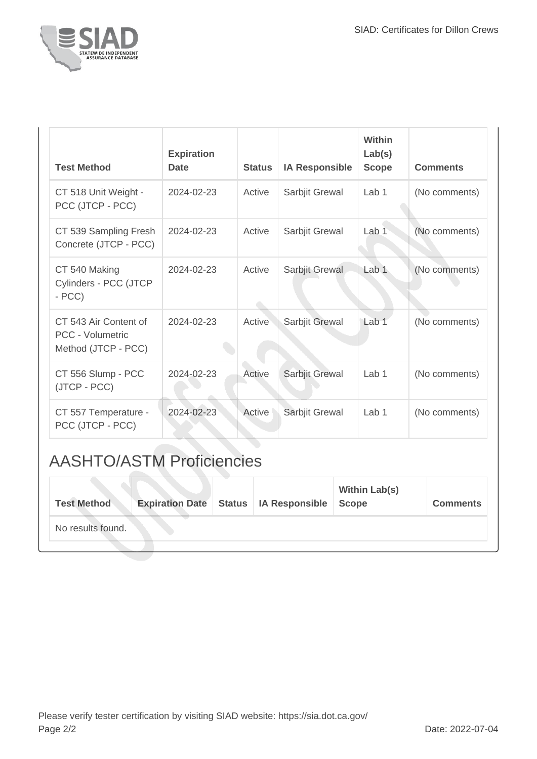| Test Method | Expiration Date | Status | IA Responsible | Within Lab(s) Scope | Comments |
|---|---|---|---|---|---|
| CT 518 Unit Weight - PCC (JTCP - PCC) | 2024-02-23 | Active | Sarbjit Grewal | Lab 1 | (No comments) |
| CT 539 Sampling Fresh Concrete (JTCP - PCC) | 2024-02-23 | Active | Sarbjit Grewal | Lab 1 | (No comments) |
| CT 540 Making Cylinders - PCC (JTCP - PCC) | 2024-02-23 | Active | Sarbjit Grewal | Lab 1 | (No comments) |
| CT 543 Air Content of PCC - Volumetric Method (JTCP - PCC) | 2024-02-23 | Active | Sarbjit Grewal | Lab 1 | (No comments) |
| CT 556 Slump - PCC (JTCP - PCC) | 2024-02-23 | Active | Sarbjit Grewal | Lab 1 | (No comments) |
| CT 557 Temperature - PCC (JTCP - PCC) | 2024-02-23 | Active | Sarbjit Grewal | Lab 1 | (No comments) |

## AASHTO/ASTM Proficiencies

| Test Method | Expiration Date | Status | IA Responsible | Within Lab(s) Scope | Comments |
|---|---|---|---|---|---|
| No results found. | | | | | |

Please verify tester certification by visiting SIAD website: https://sia.dot.ca.gov/

Date: 2022-07-04